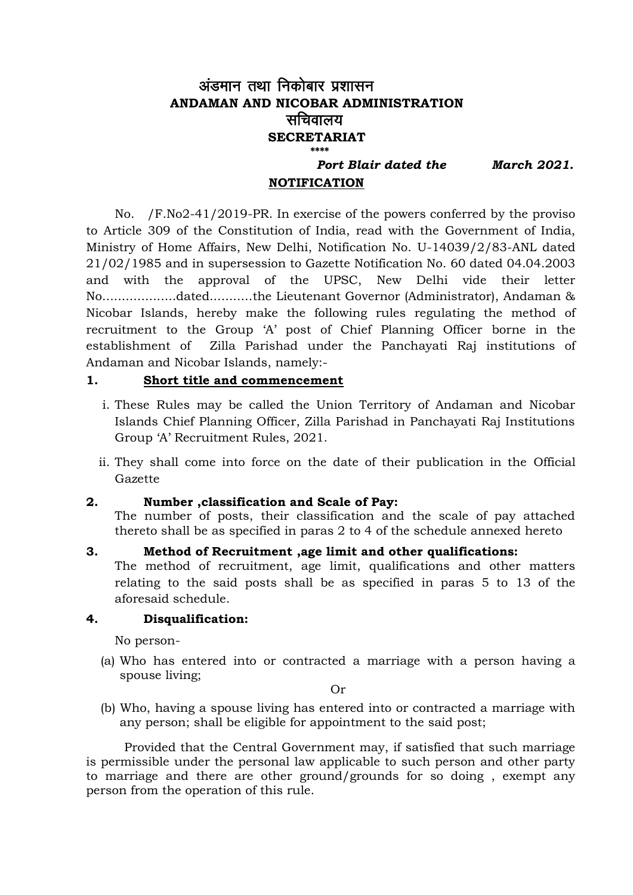# अंडमान तथा निकोबार प्रशासन
# ANDAMAN AND NICOBAR ADMINISTRATION
## सचिवालय
## SECRETARIAT

\*\*\*\*

***Port Blair dated the March 2021.***

**NOTIFICATION**

No. /F.No2-41/2019-PR. In exercise of the powers conferred by the proviso to Article 309 of the Constitution of India, read with the Government of India, Ministry of Home Affairs, New Delhi, Notification No. U-14039/2/83-ANL dated 21/02/1985 and in supersession to Gazette Notification No. 60 dated 04.04.2003 and with the approval of the UPSC, New Delhi vide their letter No..................dated..........the Lieutenant Governor (Administrator), Andaman & Nicobar Islands, hereby make the following rules regulating the method of recruitment to the Group 'A' post of Chief Planning Officer borne in the establishment of Zilla Parishad under the Panchayati Raj institutions of Andaman and Nicobar Islands, namely:-

**1. Short title and commencement**

i. These Rules may be called the Union Territory of Andaman and Nicobar Islands Chief Planning Officer, Zilla Parishad in Panchayati Raj Institutions Group 'A' Recruitment Rules, 2021.

ii. They shall come into force on the date of their publication in the Official Gazette

**2. Number ,classification and Scale of Pay:**

The number of posts, their classification and the scale of pay attached thereto shall be as specified in paras 2 to 4 of the schedule annexed hereto

**3. Method of Recruitment ,age limit and other qualifications:**

The method of recruitment, age limit, qualifications and other matters relating to the said posts shall be as specified in paras 5 to 13 of the aforesaid schedule.

**4. Disqualification:**

No person-

(a) Who has entered into or contracted a marriage with a person having a spouse living;

Or

(b) Who, having a spouse living has entered into or contracted a marriage with any person; shall be eligible for appointment to the said post;

Provided that the Central Government may, if satisfied that such marriage is permissible under the personal law applicable to such person and other party to marriage and there are other ground/grounds for so doing , exempt any person from the operation of this rule.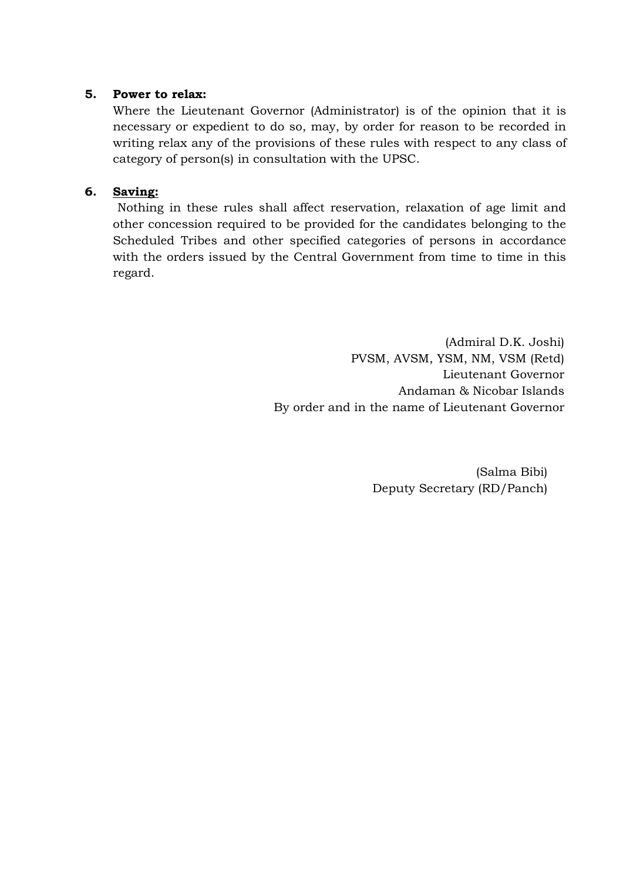**5. Power to relax:**

Where the Lieutenant Governor (Administrator) is of the opinion that it is necessary or expedient to do so, may, by order for reason to be recorded in writing relax any of the provisions of these rules with respect to any class of category of person(s) in consultation with the UPSC.

**6. <u>Saving:</u>**

Nothing in these rules shall affect reservation, relaxation of age limit and other concession required to be provided for the candidates belonging to the Scheduled Tribes and other specified categories of persons in accordance with the orders issued by the Central Government from time to time in this regard.

(Admiral D.K. Joshi)
PVSM, AVSM, YSM, NM, VSM (Retd)
Lieutenant Governor
Andaman & Nicobar Islands
By order and in the name of Lieutenant Governor

(Salma Bibi)
Deputy Secretary (RD/Panch)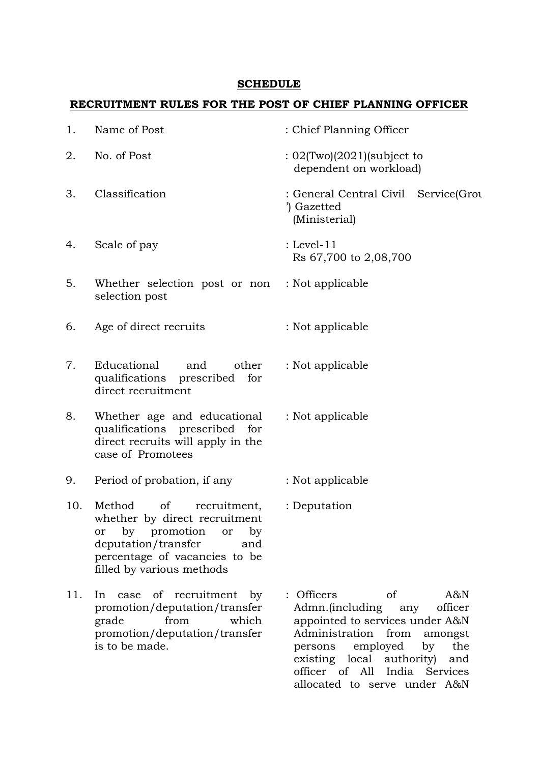## SCHEDULE

## RECRUITMENT RULES FOR THE POST OF CHIEF PLANNING OFFICER

| | | |
|---|---|---|
| 1. | Name of Post | : Chief Planning Officer |
| 2. | No. of Post | : 02(Two)(2021)(subject to dependent on workload) |
| 3. | Classification | : General Central Civil Service(Grou ') Gazetted (Ministerial) |
| 4. | Scale of pay | : Level-11 Rs 67,700 to 2,08,700 |
| 5. | Whether selection post or non selection post | : Not applicable |
| 6. | Age of direct recruits | : Not applicable |
| 7. | Educational and other qualifications prescribed for direct recruitment | : Not applicable |
| 8. | Whether age and educational qualifications prescribed for direct recruits will apply in the case of Promotees | : Not applicable |
| 9. | Period of probation, if any | : Not applicable |
| 10. | Method of recruitment, whether by direct recruitment or by promotion or by deputation/transfer and percentage of vacancies to be filled by various methods | : Deputation |
| 11. | In case of recruitment by promotion/deputation/transfer grade from which promotion/deputation/transfer is to be made. | : Officers of A&N Admn.(including any officer appointed to services under A&N Administration from amongst persons employed by the existing local authority) and officer of All India Services allocated to serve under A&N |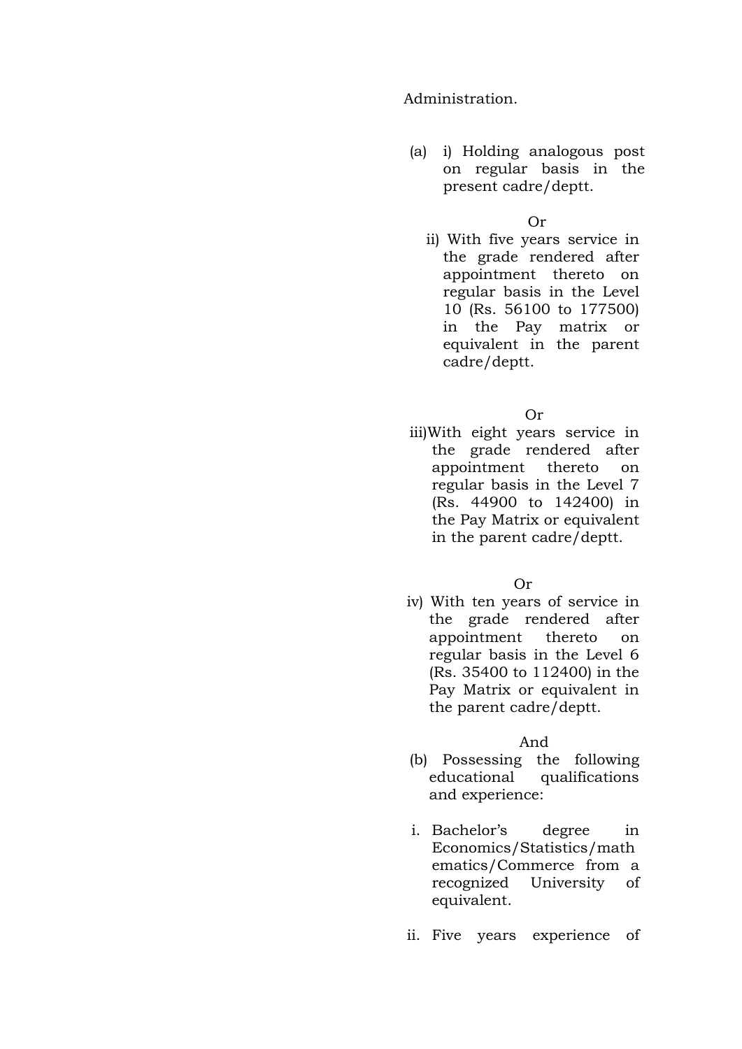Administration.

(a) i) Holding analogous post on regular basis in the present cadre/deptt.

Or

ii) With five years service in the grade rendered after appointment thereto on regular basis in the Level 10 (Rs. 56100 to 177500) in the Pay matrix or equivalent in the parent cadre/deptt.

Or

iii) With eight years service in the grade rendered after appointment thereto on regular basis in the Level 7 (Rs. 44900 to 142400) in the Pay Matrix or equivalent in the parent cadre/deptt.

Or

iv) With ten years of service in the grade rendered after appointment thereto on regular basis in the Level 6 (Rs. 35400 to 112400) in the Pay Matrix or equivalent in the parent cadre/deptt.

And

(b) Possessing the following educational qualifications and experience:

i. Bachelor's degree in Economics/Statistics/mathematics/Commerce from a recognized University of equivalent.

ii. Five years experience of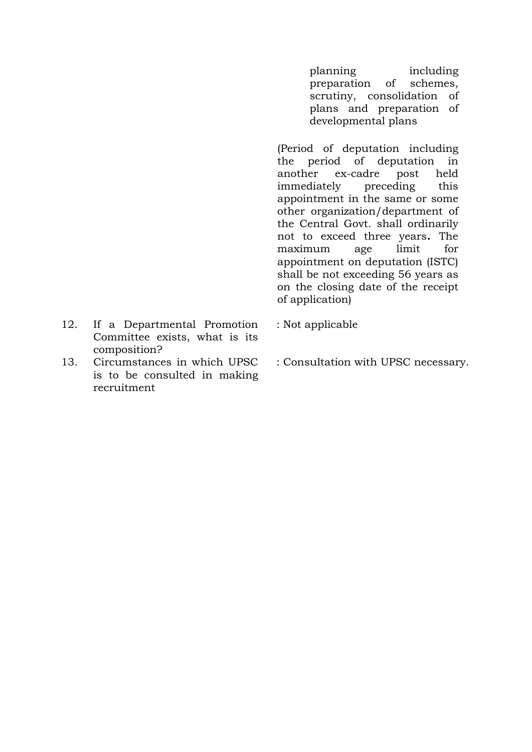| | | |
|---|---|---|
| | | planning including preparation of schemes, scrutiny, consolidation of plans and preparation of developmental plans<br><br>(Period of deputation including the period of deputation in another ex-cadre post held immediately preceding this appointment in the same or some other organization/department of the Central Govt. shall ordinarily not to exceed three years**.** The maximum age limit for appointment on deputation (ISTC) shall be not exceeding 56 years as on the closing date of the receipt of application) |
| 12. | If a Departmental Promotion Committee exists, what is its composition? | : Not applicable |
| 13. | Circumstances in which UPSC is to be consulted in making recruitment | : Consultation with UPSC necessary. |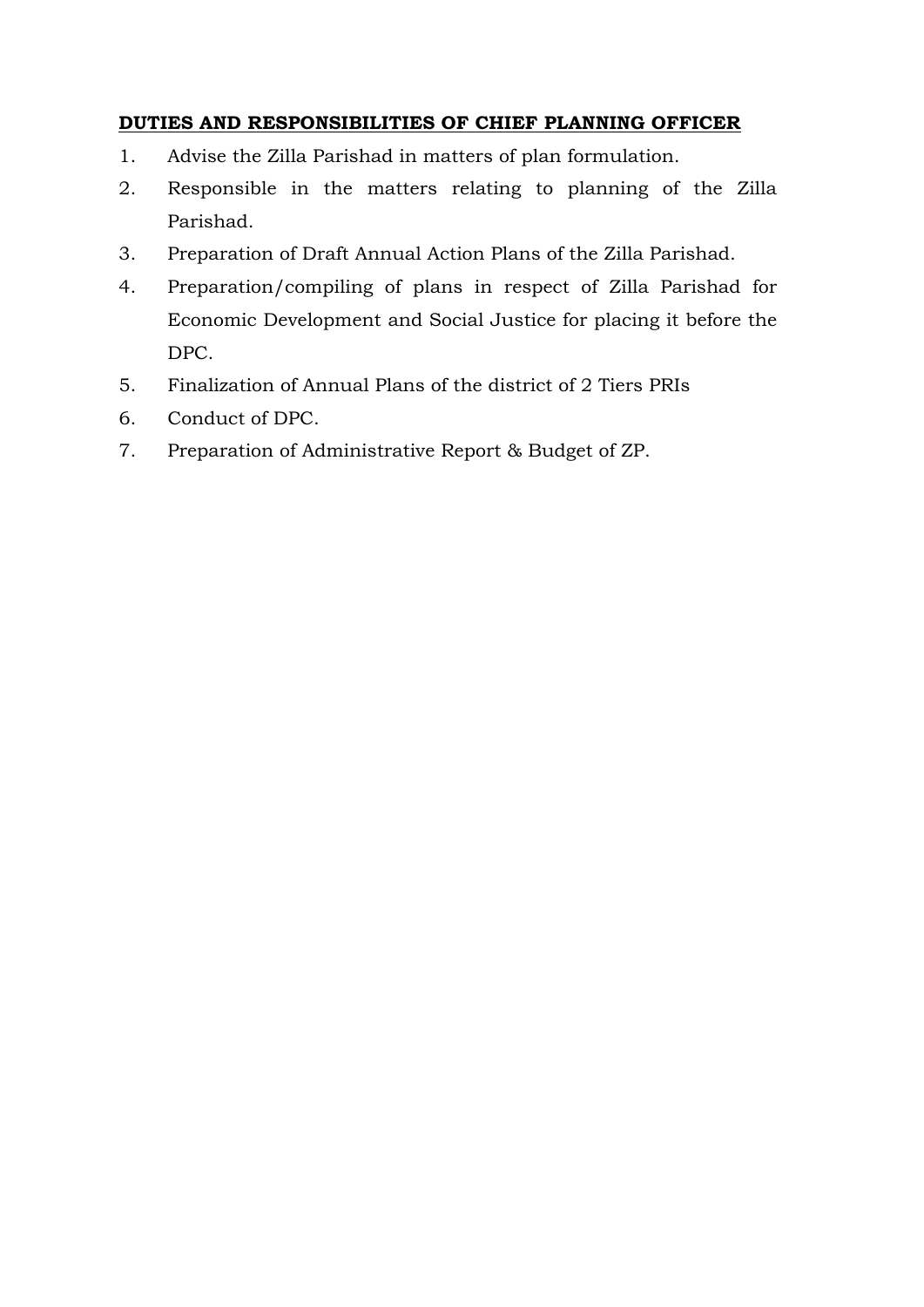**DUTIES AND RESPONSIBILITIES OF CHIEF PLANNING OFFICER**

1. Advise the Zilla Parishad in matters of plan formulation.
2. Responsible in the matters relating to planning of the Zilla Parishad.
3. Preparation of Draft Annual Action Plans of the Zilla Parishad.
4. Preparation/compiling of plans in respect of Zilla Parishad for Economic Development and Social Justice for placing it before the DPC.
5. Finalization of Annual Plans of the district of 2 Tiers PRIs
6. Conduct of DPC.
7. Preparation of Administrative Report & Budget of ZP.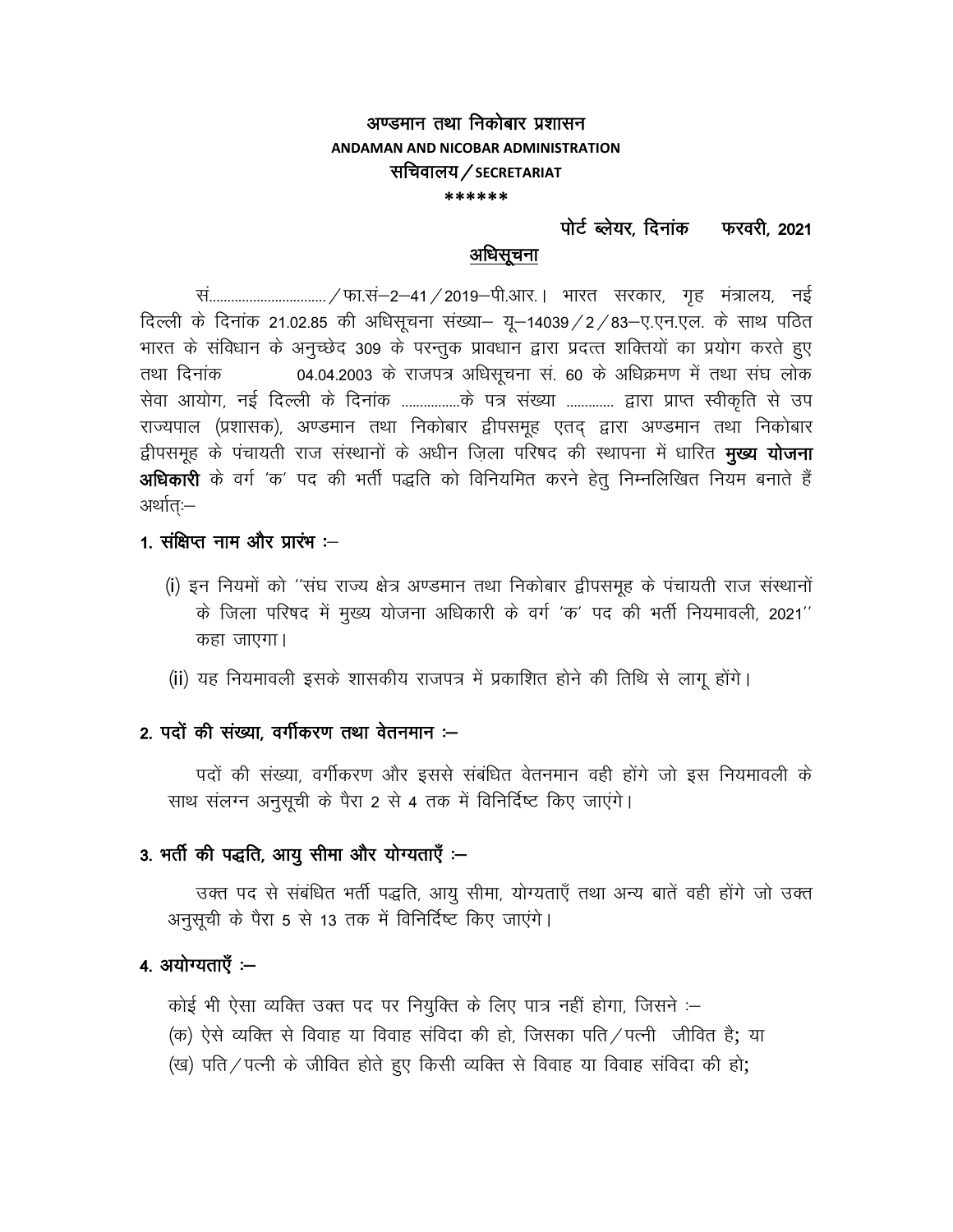**अण्डमान तथा निकोबार प्रशासन**
**ANDAMAN AND NICOBAR ADMINISTRATION**
**सचिवालय / SECRETARIAT**
**\*\*\*\*\*\***

**पोर्ट ब्लेयर, दिनांक फरवरी, 2021**

## अधिसूचना

सं................................/फा.सं–2–41/2019–पी.आर.। भारत सरकार, गृह मंत्रालय, नई दिल्ली के दिनांक 21.02.85 की अधिसूचना संख्या– यू–14039/2/83–ए.एन.एल. के साथ पठित भारत के संविधान के अनुच्छेद 309 के परन्तुक प्रावधान द्वारा प्रदत्त शक्तियों का प्रयोग करते हुए तथा दिनांक 04.04.2003 के राजपत्र अधिसूचना सं. 60 के अधिक्रमण में तथा संघ लोक सेवा आयोग, नई दिल्ली के दिनांक ................के पत्र संख्या ............ द्वारा प्राप्त स्वीकृति से उप राज्यपाल (प्रशासक), अण्डमान तथा निकोबार द्वीपसमूह एतद् द्वारा अण्डमान तथा निकोबार द्वीपसमूह के पंचायती राज संस्थानों के अधीन ज़िला परिषद की स्थापना में धारित **मुख्य योजना अधिकारी** के वर्ग 'क' पद की भर्ती पद्धति को विनियमित करने हेतु निम्नलिखित नियम बनाते हैं अर्थात्:–

### 1. संक्षिप्त नाम और प्रारंभ :–

(i) इन नियमों को ''संघ राज्य क्षेत्र अण्डमान तथा निकोबार द्वीपसमूह के पंचायती राज संस्थानों के जिला परिषद में मुख्य योजना अधिकारी के वर्ग 'क' पद की भर्ती नियमावली, 2021'' कहा जाएगा।

(ii) यह नियमावली इसके शासकीय राजपत्र में प्रकाशित होने की तिथि से लागू होंगे।

### 2. पदों की संख्या, वर्गीकरण तथा वेतनमान :–

पदों की संख्या, वर्गीकरण और इससे संबंधित वेतनमान वही होंगे जो इस नियमावली के साथ संलग्न अनुसूची के पैरा 2 से 4 तक में विनिर्दिष्ट किए जाएंगे।

### 3. भर्ती की पद्धति, आयु सीमा और योग्यताएँ :–

उक्त पद से संबंधित भर्ती पद्धति, आयु सीमा, योग्यताएँ तथा अन्य बातें वही होंगे जो उक्त अनुसूची के पैरा 5 से 13 तक में विनिर्दिष्ट किए जाएंगे।

### 4. अयोग्यताएँ :–

कोई भी ऐसा व्यक्ति उक्त पद पर नियुक्ति के लिए पात्र नहीं होगा, जिसने :–

(क) ऐसे व्यक्ति से विवाह या विवाह संविदा की हो, जिसका पति/पत्नी जीवित है; या

(ख) पति/पत्नी के जीवित होते हुए किसी व्यक्ति से विवाह या विवाह संविदा की हो;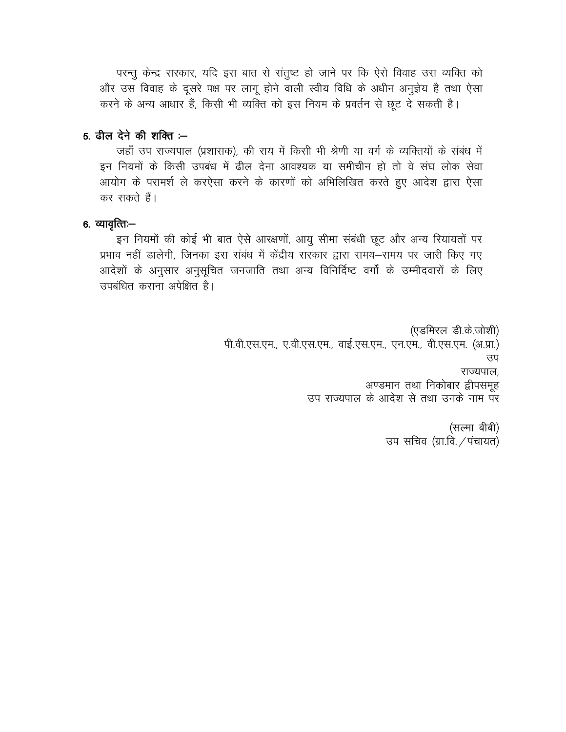परन्तु केन्द्र सरकार, यदि इस बात से संतुष्ट हो जाने पर कि ऐसे विवाह उस व्यक्ति को और उस विवाह के दूसरे पक्ष पर लागू होने वाली स्वीय विधि के अधीन अनुज्ञेय है तथा ऐसा करने के अन्य आधार हैं, किसी भी व्यक्ति को इस नियम के प्रवर्तन से छूट दे सकती है।

**5. ढील देने की शक्ति :–**

जहाँ उप राज्यपाल (प्रशासक), की राय में किसी भी श्रेणी या वर्ग के व्यक्तियों के संबंध में इन नियमों के किसी उपबंध में ढील देना आवश्यक या समीचीन हो तो वे संघ लोक सेवा आयोग के परामर्श ले करऐसा करने के कारणों को अभिलिखित करते हुए आदेश द्वारा ऐसा कर सकते हैं।

**6. व्यावृत्तिः–**

इन नियमों की कोई भी बात ऐसे आरक्षणों, आयु सीमा संबंधी छूट और अन्य रियायतों पर प्रभाव नहीं डालेगी, जिनका इस संबंध में केंद्रीय सरकार द्वारा समय–समय पर जारी किए गए आदेशों के अनुसार अनुसूचित जनजाति तथा अन्य विनिर्दिष्ट वर्गों के उम्मीदवारों के लिए उपबंधित कराना अपेक्षित है।

(एडमिरल डी.के.जोशी)  
पी.वी.एस.एम., ए.वी.एस.एम., वाई.एस.एम., एन.एम., वी.एस.एम. (अ.प्रा.)  
उप  
राज्यपाल,  
अण्डमान तथा निकोबार द्वीपसमूह  
उप राज्यपाल के आदेश से तथा उनके नाम पर

(सल्मा बीबी)  
उप सचिव (ग्रा.वि./पंचायत)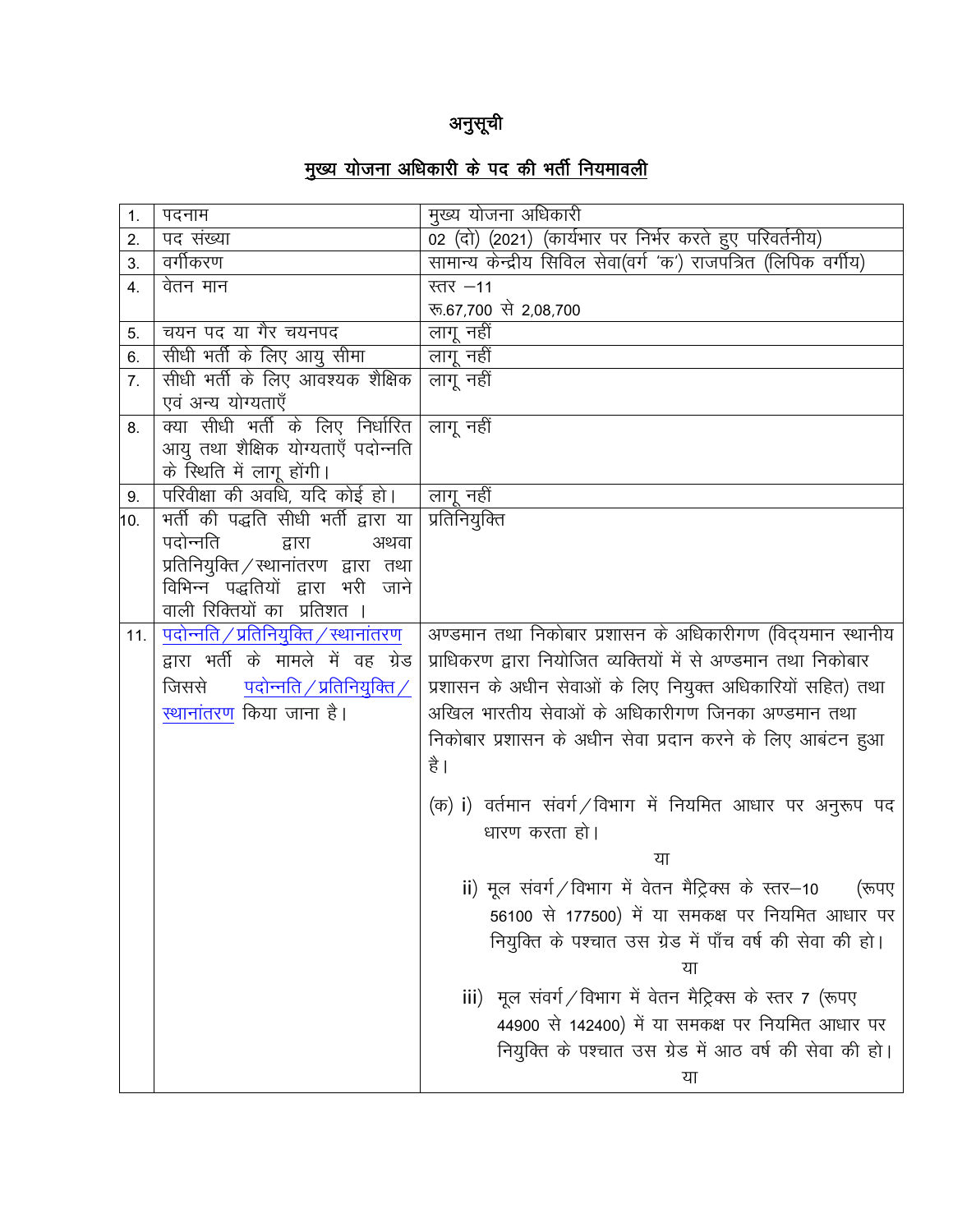# अनुसूची

## मुख्य योजना अधिकारी के पद की भर्ती नियमावली

| | | |
|---|---|---|
| 1. | पदनाम | मुख्य योजना अधिकारी |
| 2. | पद संख्या | 02 (दो) (2021) (कार्यभार पर निर्भर करते हुए परिवर्तनीय) |
| 3. | वर्गीकरण | सामान्य केन्द्रीय सिविल सेवा(वर्ग 'क') राजपत्रित (लिपिक वर्गीय) |
| 4. | वेतन मान | स्तर –11<br>रू.67,700 से 2,08,700 |
| 5. | चयन पद या गैर चयनपद | लागू नहीं |
| 6. | सीधी भर्ती के लिए आयु सीमा | लागू नहीं |
| 7. | सीधी भर्ती के लिए आवश्यक शैक्षिक एवं अन्य योग्यताएँ | लागू नहीं |
| 8. | क्या सीधी भर्ती के लिए निर्धारित आयु तथा शैक्षिक योग्यताएँ पदोन्नति के स्थिति में लागू होंगी। | लागू नहीं |
| 9. | परिवीक्षा की अवधि, यदि कोई हो। | लागू नहीं |
| 10. | भर्ती की पद्धति सीधी भर्ती द्वारा या पदोन्नति द्वारा अथवा प्रतिनियुक्ति/स्थानांतरण द्वारा तथा विभिन्न पद्धतियों द्वारा भरी जाने वाली रिक्तियों का प्रतिशत । | प्रतिनियुक्ति |
| 11. | पदोन्नति/प्रतिनियुक्ति/स्थानांतरण द्वारा भर्ती के मामले में वह ग्रेड जिससे पदोन्नति/प्रतिनियुक्ति/स्थानांतरण किया जाना है। | अण्डमान तथा निकोबार प्रशासन के अधिकारीगण (विद्यमान स्थानीय प्राधिकरण द्वारा नियोजित व्यक्तियों में से अण्डमान तथा निकोबार प्रशासन के अधीन सेवाओं के लिए नियुक्त अधिकारियों सहित) तथा अखिल भारतीय सेवाओं के अधिकारीगण जिनका अण्डमान तथा निकोबार प्रशासन के अधीन सेवा प्रदान करने के लिए आबंटन हुआ है।<br><br>(क) i) वर्तमान संवर्ग/विभाग में नियमित आधार पर अनुरूप पद धारण करता हो।<br>या<br>ii) मूल संवर्ग/विभाग में वेतन मैट्रिक्स के स्तर–10 (रूपए 56100 से 177500) में या समकक्ष पर नियमित आधार पर नियुक्ति के पश्चात उस ग्रेड में पाँच वर्ष की सेवा की हो।<br>या<br>iii) मूल संवर्ग/विभाग में वेतन मैट्रिक्स के स्तर 7 (रूपए 44900 से 142400) में या समकक्ष पर नियमित आधार पर नियुक्ति के पश्चात उस ग्रेड में आठ वर्ष की सेवा की हो।<br>या |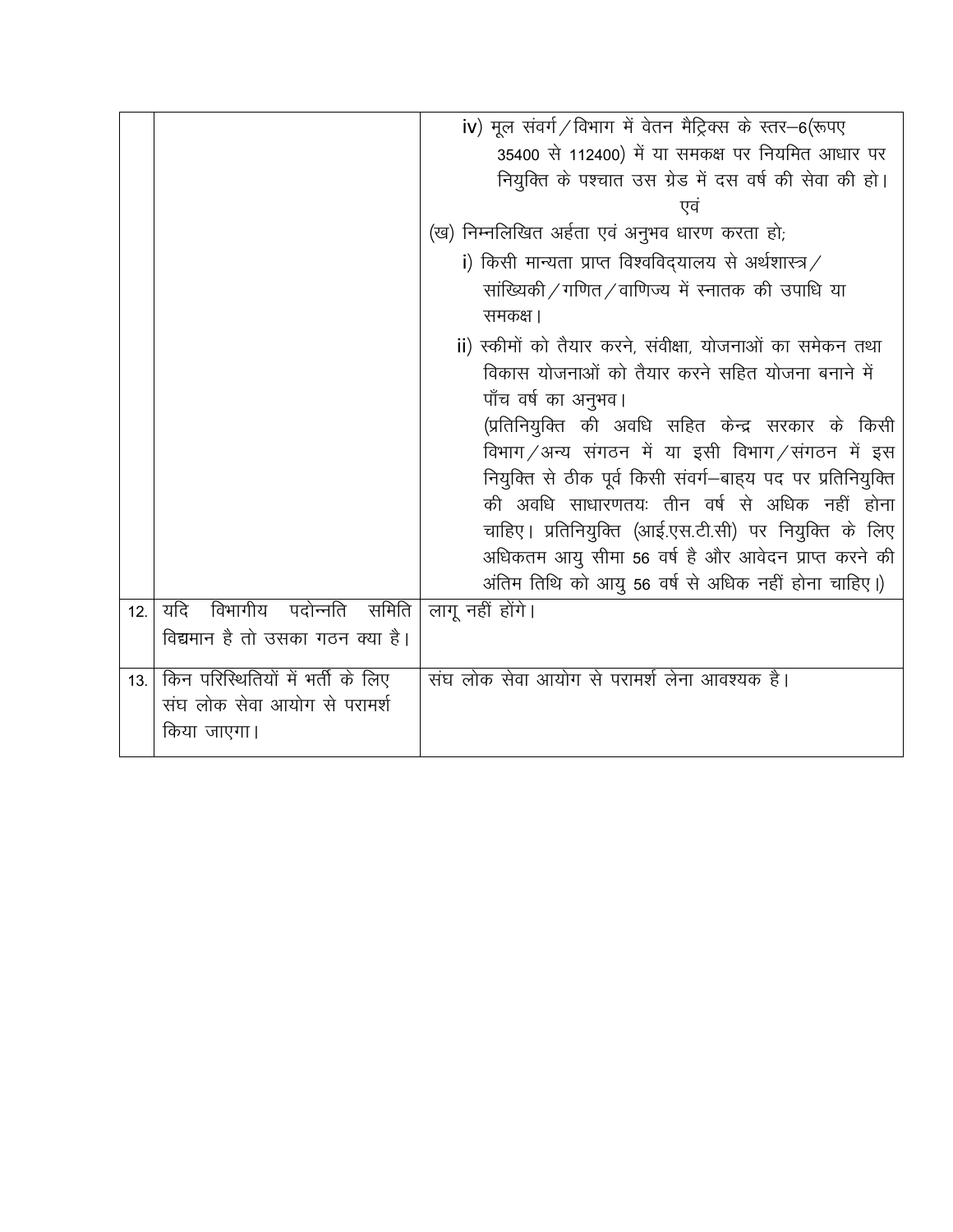| | | |
|---|---|---|
| | | iv) मूल संवर्ग/विभाग में वेतन मैट्रिक्स के स्तर–6(रूपए 35400 से 112400) में या समकक्ष पर नियमित आधार पर नियुक्ति के पश्चात उस ग्रेड में दस वर्ष की सेवा की हो।<br>एवं<br>(ख) निम्नलिखित अर्हता एवं अनुभव धारण करता हो;<br>i) किसी मान्यता प्राप्त विश्वविद्यालय से अर्थशास्त्र/सांख्यिकी/गणित/वाणिज्य में स्नातक की उपाधि या समकक्ष।<br>ii) स्कीमों को तैयार करने, संवीक्षा, योजनाओं का समेकन तथा विकास योजनाओं को तैयार करने सहित योजना बनाने में पाँच वर्ष का अनुभव।<br>(प्रतिनियुक्ति की अवधि सहित केन्द्र सरकार के किसी विभाग/अन्य संगठन में या इसी विभाग/संगठन में इस नियुक्ति से ठीक पूर्व किसी संवर्ग–बाह्य पद पर प्रतिनियुक्ति की अवधि साधारणतयः तीन वर्ष से अधिक नहीं होना चाहिए। प्रतिनियुक्ति (आई.एस.टी.सी) पर नियुक्ति के लिए अधिकतम आयु सीमा 56 वर्ष है और आवेदन प्राप्त करने की अंतिम तिथि को आयु 56 वर्ष से अधिक नहीं होना चाहिए।) |
| 12. | यदि विभागीय पदोन्नति समिति विद्यमान है तो उसका गठन क्या है। | लागू नहीं होंगे। |
| 13. | किन परिस्थितियों में भर्ती के लिए संघ लोक सेवा आयोग से परामर्श किया जाएगा। | संघ लोक सेवा आयोग से परामर्श लेना आवश्यक है। |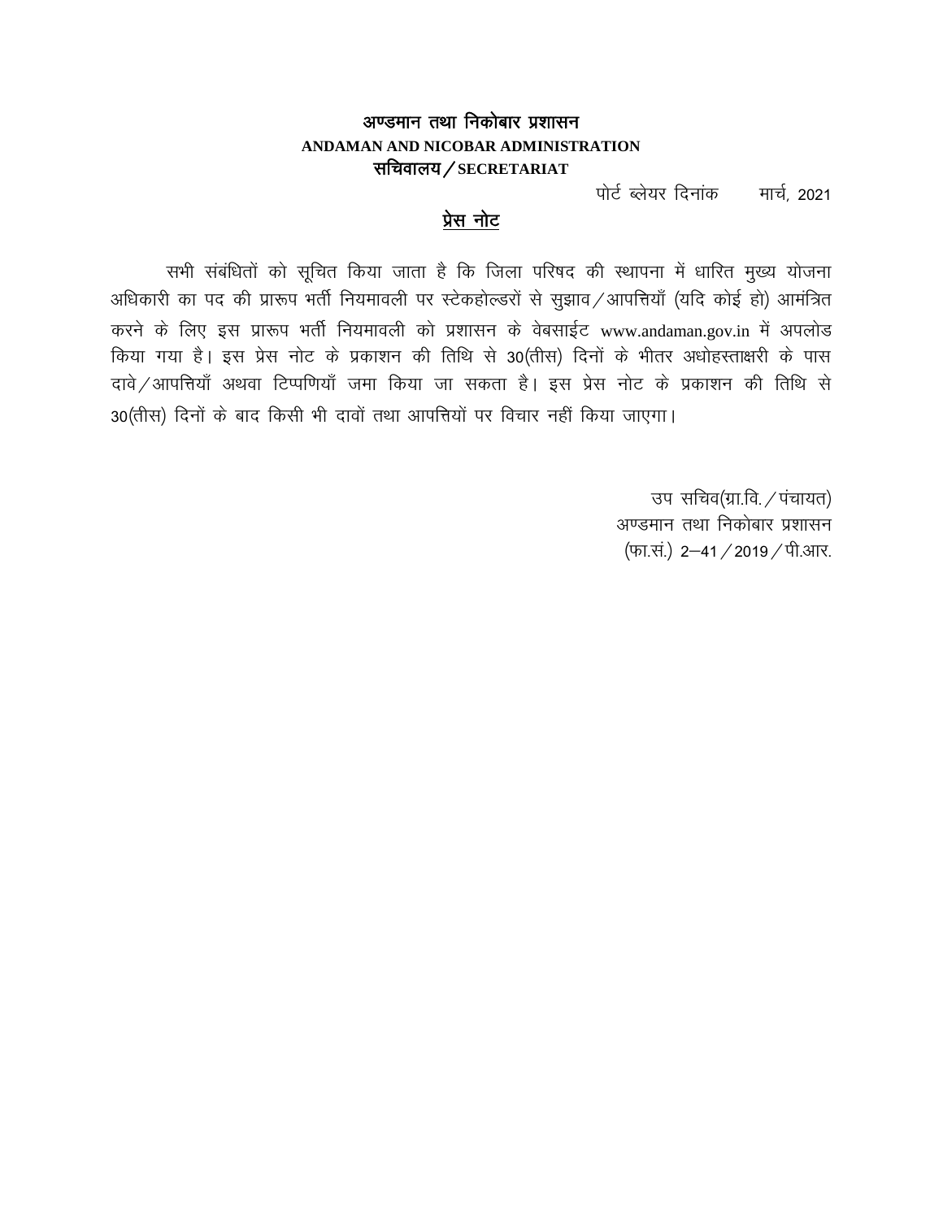**अण्डमान तथा निकोबार प्रशासन**
**ANDAMAN AND NICOBAR ADMINISTRATION**
**सचिवालय / SECRETARIAT**

पोर्ट ब्लेयर दिनांक      मार्च, 2021

## प्रेस नोट

सभी संबंधितों को सूचित किया जाता है कि जिला परिषद की स्थापना में धारित मुख्य योजना अधिकारी का पद की प्रारूप भर्ती नियमावली पर स्टेकहोल्डरों से सुझाव / आपत्तियाँ (यदि कोई हो) आमंत्रित करने के लिए इस प्रारूप भर्ती नियमावली को प्रशासन के वेबसाईट www.andaman.gov.in में अपलोड किया गया है। इस प्रेस नोट के प्रकाशन की तिथि से 30(तीस) दिनों के भीतर अधोहस्ताक्षरी के पास दावे / आपत्तियाँ अथवा टिप्पणियाँ जमा किया जा सकता है। इस प्रेस नोट के प्रकाशन की तिथि से 30(तीस) दिनों के बाद किसी भी दावों तथा आपत्तियों पर विचार नहीं किया जाएगा।

उप सचिव(ग्रा.वि. / पंचायत)
अण्डमान तथा निकोबार प्रशासन
(फा.सं.) 2–41 / 2019 / पी.आर.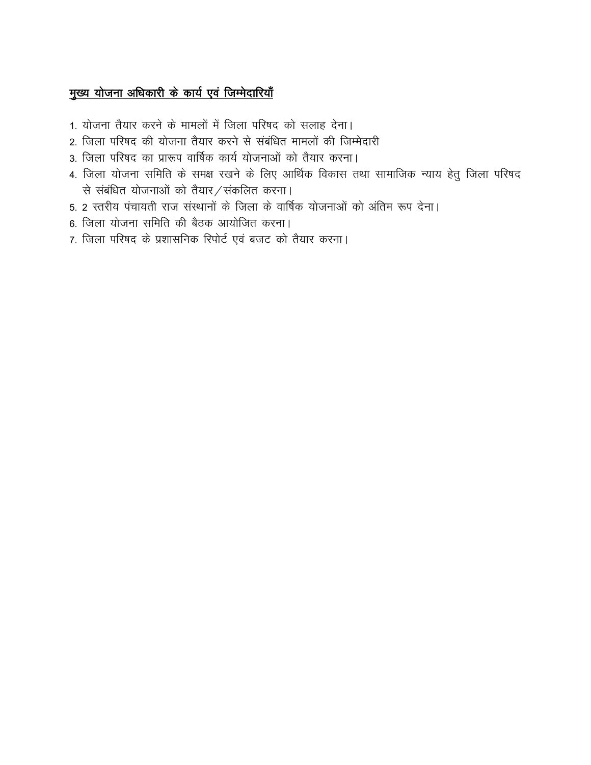## मुख्य योजना अधिकारी के कार्य एवं जिम्मेदारियाँ

1. योजना तैयार करने के मामलों में जिला परिषद को सलाह देना।
2. जिला परिषद की योजना तैयार करने से संबंधित मामलों की जिम्मेदारी
3. जिला परिषद का प्रारूप वार्षिक कार्य योजनाओं को तैयार करना।
4. जिला योजना समिति के समक्ष रखने के लिए आर्थिक विकास तथा सामाजिक न्याय हेतु जिला परिषद से संबंधित योजनाओं को तैयार/संकलित करना।
5. 2 स्तरीय पंचायती राज संस्थानों के जिला के वार्षिक योजनाओं को अंतिम रूप देना।
6. जिला योजना समिति की बैठक आयोजित करना।
7. जिला परिषद के प्रशासनिक रिपोर्ट एवं बजट को तैयार करना।